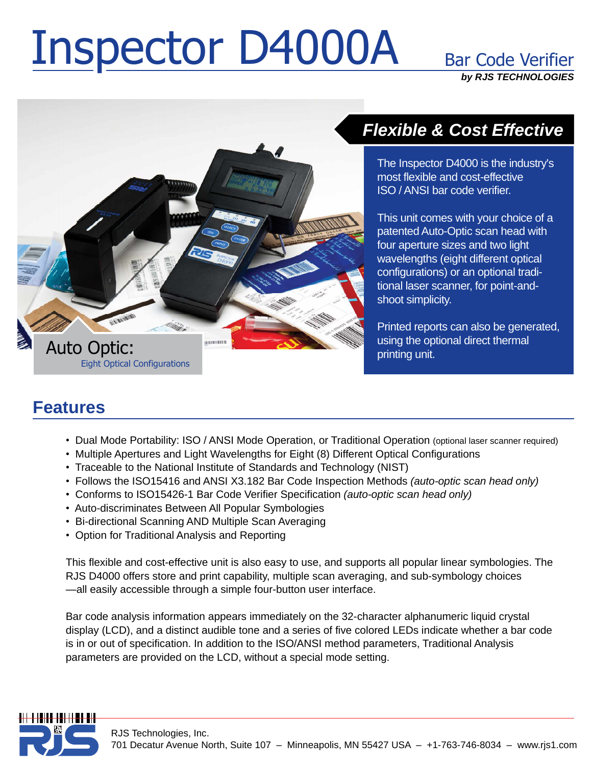# Inspector D4000A

Bar Code Verifier

***by RJS TECHNOLOGIES***

Auto Optic:
Eight Optical Configurations

## *Flexible & Cost Effective*

The Inspector D4000 is the industry's most flexible and cost-effective ISO / ANSI bar code verifier.

This unit comes with your choice of a patented Auto-Optic scan head with four aperture sizes and two light wavelengths (eight different optical configurations) or an optional traditional laser scanner, for point-and-shoot simplicity.

Printed reports can also be generated, using the optional direct thermal printing unit.

## Features

- Dual Mode Portability: ISO / ANSI Mode Operation, or Traditional Operation (optional laser scanner required)
- Multiple Apertures and Light Wavelengths for Eight (8) Different Optical Configurations
- Traceable to the National Institute of Standards and Technology (NIST)
- Follows the ISO15416 and ANSI X3.182 Bar Code Inspection Methods *(auto-optic scan head only)*
- Conforms to ISO15426-1 Bar Code Verifier Specification *(auto-optic scan head only)*
- Auto-discriminates Between All Popular Symbologies
- Bi-directional Scanning AND Multiple Scan Averaging
- Option for Traditional Analysis and Reporting

This flexible and cost-effective unit is also easy to use, and supports all popular linear symbologies. The RJS D4000 offers store and print capability, multiple scan averaging, and sub-symbology choices —all easily accessible through a simple four-button user interface.

Bar code analysis information appears immediately on the 32-character alphanumeric liquid crystal display (LCD), and a distinct audible tone and a series of five colored LEDs indicate whether a bar code is in or out of specification. In addition to the ISO/ANSI method parameters, Traditional Analysis parameters are provided on the LCD, without a special mode setting.

RJS Technologies, Inc.
701 Decatur Avenue North, Suite 107 – Minneapolis, MN 55427 USA – +1-763-746-8034 – www.rjs1.com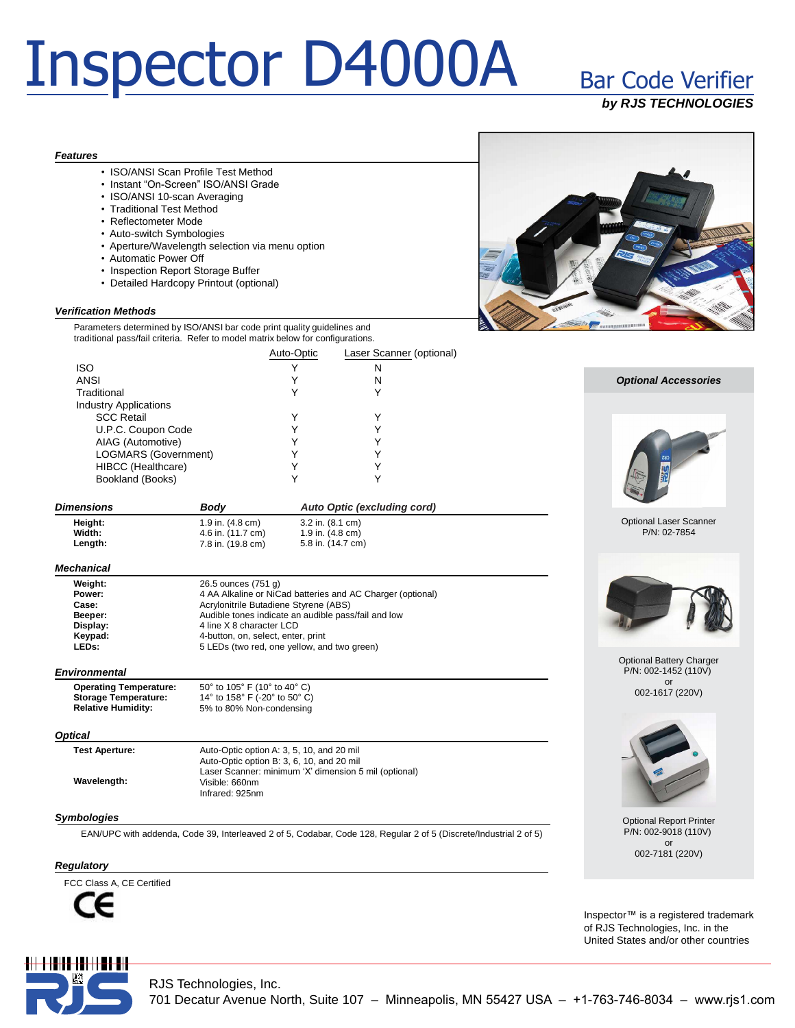# Inspector D4000A

## Bar Code Verifier

***by RJS TECHNOLOGIES***

### *Features*

- ISO/ANSI Scan Profile Test Method
- Instant "On-Screen" ISO/ANSI Grade
- ISO/ANSI 10-scan Averaging
- Traditional Test Method
- Reflectometer Mode
- Auto-switch Symbologies
- Aperture/Wavelength selection via menu option
- Automatic Power Off
- Inspection Report Storage Buffer
- Detailed Hardcopy Printout (optional)

### *Verification Methods*

Parameters determined by ISO/ANSI bar code print quality guidelines and traditional pass/fail criteria. Refer to model matrix below for configurations.

| | Auto-Optic | Laser Scanner (optional) |
|---|---|---|
| ISO | Y | N |
| ANSI | Y | N |
| Traditional | Y | Y |
| Industry Applications | | |
| SCC Retail | Y | Y |
| U.P.C. Coupon Code | Y | Y |
| AIAG (Automotive) | Y | Y |
| LOGMARS (Government) | Y | Y |
| HIBCC (Healthcare) | Y | Y |
| Bookland (Books) | Y | Y |

### *Dimensions*

| | Body | Auto Optic (excluding cord) |
|---|---|---|
| **Height:** | 1.9 in. (4.8 cm) | 3.2 in. (8.1 cm) |
| **Width:** | 4.6 in. (11.7 cm) | 1.9 in. (4.8 cm) |
| **Length:** | 7.8 in. (19.8 cm) | 5.8 in. (14.7 cm) |

### *Mechanical*

| | |
|---|---|
| **Weight:** | 26.5 ounces (751 g) |
| **Power:** | 4 AA Alkaline or NiCad batteries and AC Charger (optional) |
| **Case:** | Acrylonitrile Butadiene Styrene (ABS) |
| **Beeper:** | Audible tones indicate an audible pass/fail and low |
| **Display:** | 4 line X 8 character LCD |
| **Keypad:** | 4-button, on, select, enter, print |
| **LEDs:** | 5 LEDs (two red, one yellow, and two green) |

### *Environmental*

| | |
|---|---|
| **Operating Temperature:** | 50° to 105° F (10° to 40° C) |
| **Storage Temperature:** | 14° to 158° F (-20° to 50° C) |
| **Relative Humidity:** | 5% to 80% Non-condensing |

### *Optical*

| | |
|---|---|
| **Test Aperture:** | Auto-Optic option A: 3, 5, 10, and 20 mil<br>Auto-Optic option B: 3, 6, 10, and 20 mil<br>Laser Scanner: minimum 'X' dimension 5 mil (optional) |
| **Wavelength:** | Visible: 660nm<br>Infrared: 925nm |

### *Symbologies*

EAN/UPC with addenda, Code 39, Interleaved 2 of 5, Codabar, Code 128, Regular 2 of 5 (Discrete/Industrial 2 of 5)

### *Regulatory*

FCC Class A, CE Certified

CE

### *Optional Accessories*

Optional Laser Scanner
P/N: 02-7854

Optional Battery Charger
P/N: 002-1452 (110V)
or
002-1617 (220V)

Optional Report Printer
P/N: 002-9018 (110V)
or
002-7181 (220V)

Inspector™ is a registered trademark of RJS Technologies, Inc. in the United States and/or other countries

RJS Technologies, Inc.
701 Decatur Avenue North, Suite 107 – Minneapolis, MN 55427 USA – +1-763-746-8034 – www.rjs1.com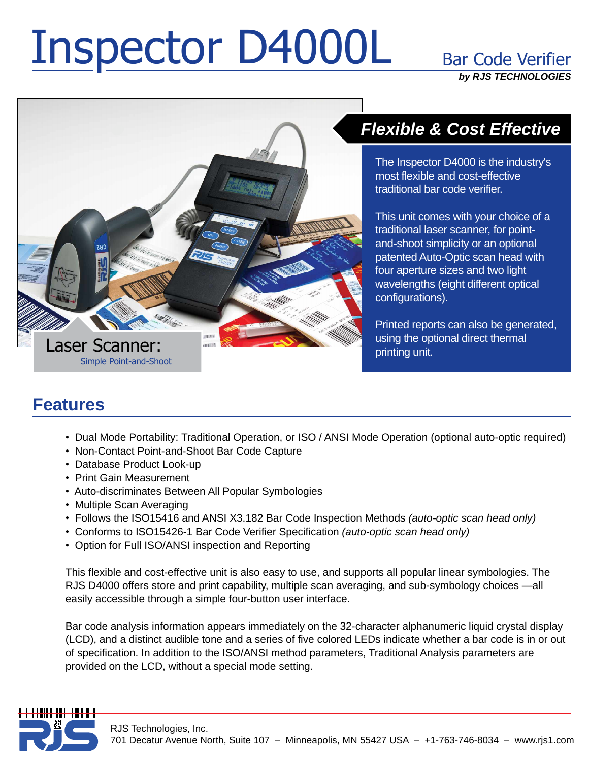# Inspector D4000L

## Bar Code Verifier

***by RJS TECHNOLOGIES***

Laser Scanner:

Simple Point-and-Shoot

## *Flexible & Cost Effective*

The Inspector D4000 is the industry's most flexible and cost-effective traditional bar code verifier.

This unit comes with your choice of a traditional laser scanner, for point-and-shoot simplicity or an optional patented Auto-Optic scan head with four aperture sizes and two light wavelengths (eight different optical configurations).

Printed reports can also be generated, using the optional direct thermal printing unit.

## Features

- Dual Mode Portability: Traditional Operation, or ISO / ANSI Mode Operation (optional auto-optic required)
- Non-Contact Point-and-Shoot Bar Code Capture
- Database Product Look-up
- Print Gain Measurement
- Auto-discriminates Between All Popular Symbologies
- Multiple Scan Averaging
- Follows the ISO15416 and ANSI X3.182 Bar Code Inspection Methods *(auto-optic scan head only)*
- Conforms to ISO15426-1 Bar Code Verifier Specification *(auto-optic scan head only)*
- Option for Full ISO/ANSI inspection and Reporting

This flexible and cost-effective unit is also easy to use, and supports all popular linear symbologies. The RJS D4000 offers store and print capability, multiple scan averaging, and sub-symbology choices —all easily accessible through a simple four-button user interface.

Bar code analysis information appears immediately on the 32-character alphanumeric liquid crystal display (LCD), and a distinct audible tone and a series of five colored LEDs indicate whether a bar code is in or out of specification. In addition to the ISO/ANSI method parameters, Traditional Analysis parameters are provided on the LCD, without a special mode setting.

RJS Technologies, Inc.
701 Decatur Avenue North, Suite 107 – Minneapolis, MN 55427 USA – +1-763-746-8034 – www.rjs1.com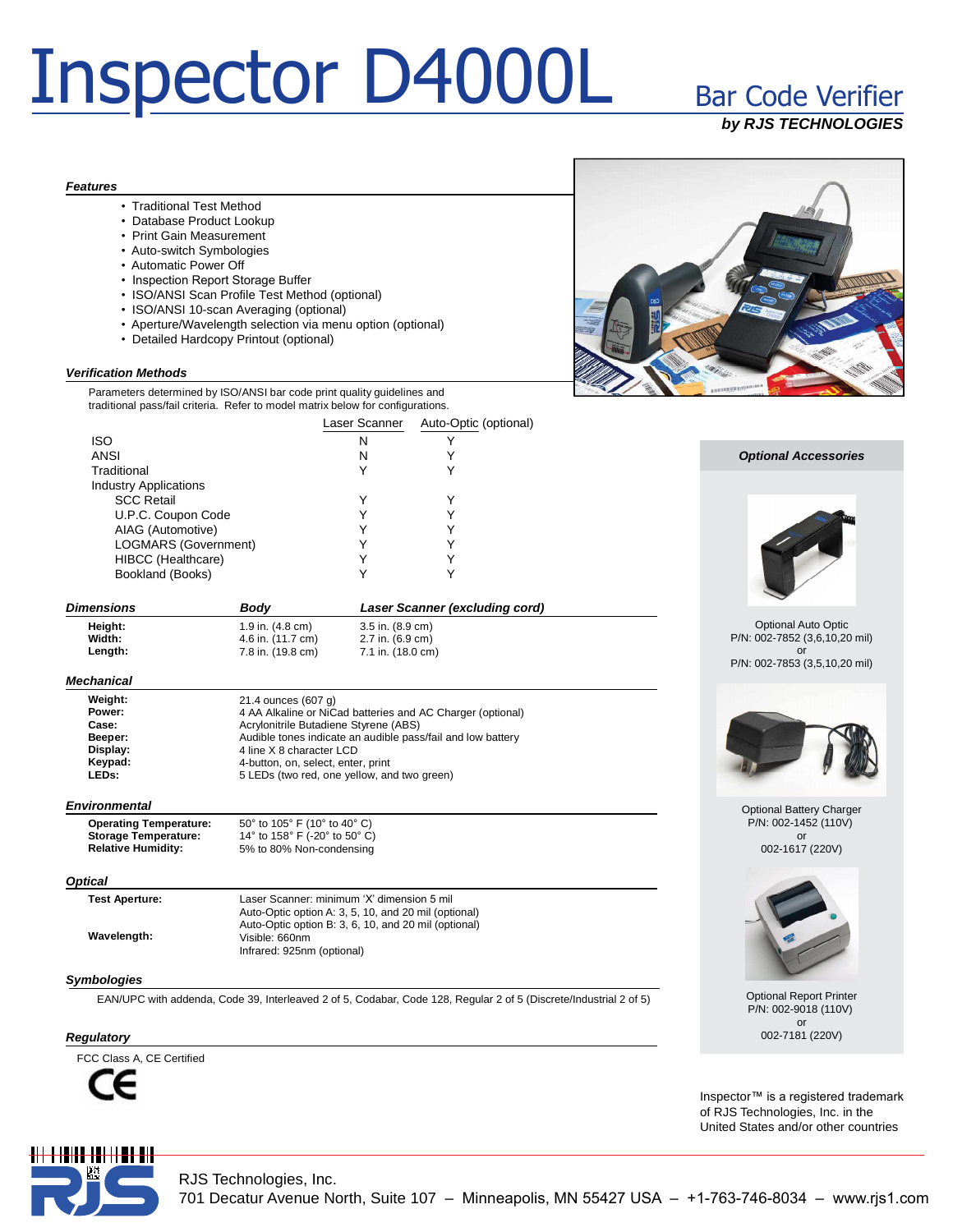# Inspector D4000L

## Bar Code Verifier

***by RJS TECHNOLOGIES***

### *Features*

- Traditional Test Method
- Database Product Lookup
- Print Gain Measurement
- Auto-switch Symbologies
- Automatic Power Off
- Inspection Report Storage Buffer
- ISO/ANSI Scan Profile Test Method (optional)
- ISO/ANSI 10-scan Averaging (optional)
- Aperture/Wavelength selection via menu option (optional)
- Detailed Hardcopy Printout (optional)

### *Verification Methods*

Parameters determined by ISO/ANSI bar code print quality guidelines and traditional pass/fail criteria. Refer to model matrix below for configurations.

| | Laser Scanner | Auto-Optic (optional) |
|---|---|---|
| ISO | N | Y |
| ANSI | N | Y |
| Traditional | Y | Y |
| Industry Applications | | |
| SCC Retail | Y | Y |
| U.P.C. Coupon Code | Y | Y |
| AIAG (Automotive) | Y | Y |
| LOGMARS (Government) | Y | Y |
| HIBCC (Healthcare) | Y | Y |
| Bookland (Books) | Y | Y |

### *Dimensions*

| | *Body* | *Laser Scanner (excluding cord)* |
|---|---|---|
| **Height:** | 1.9 in. (4.8 cm) | 3.5 in. (8.9 cm) |
| **Width:** | 4.6 in. (11.7 cm) | 2.7 in. (6.9 cm) |
| **Length:** | 7.8 in. (19.8 cm) | 7.1 in. (18.0 cm) |

### *Mechanical*

| | |
|---|---|
| **Weight:** | 21.4 ounces (607 g) |
| **Power:** | 4 AA Alkaline or NiCad batteries and AC Charger (optional) |
| **Case:** | Acrylonitrile Butadiene Styrene (ABS) |
| **Beeper:** | Audible tones indicate an audible pass/fail and low battery |
| **Display:** | 4 line X 8 character LCD |
| **Keypad:** | 4-button, on, select, enter, print |
| **LEDs:** | 5 LEDs (two red, one yellow, and two green) |

### *Environmental*

| | |
|---|---|
| **Operating Temperature:** | 50° to 105° F (10° to 40° C) |
| **Storage Temperature:** | 14° to 158° F (-20° to 50° C) |
| **Relative Humidity:** | 5% to 80% Non-condensing |

### *Optical*

| | |
|---|---|
| **Test Aperture:** | Laser Scanner: minimum 'X' dimension 5 mil<br>Auto-Optic option A: 3, 5, 10, and 20 mil (optional)<br>Auto-Optic option B: 3, 6, 10, and 20 mil (optional) |
| **Wavelength:** | Visible: 660nm<br>Infrared: 925nm (optional) |

### *Symbologies*

EAN/UPC with addenda, Code 39, Interleaved 2 of 5, Codabar, Code 128, Regular 2 of 5 (Discrete/Industrial 2 of 5)

### *Regulatory*

FCC Class A, CE Certified

### *Optional Accessories*

Optional Auto Optic
P/N: 002-7852 (3,6,10,20 mil)
or
P/N: 002-7853 (3,5,10,20 mil)

Optional Battery Charger
P/N: 002-1452 (110V)
or
002-1617 (220V)

Optional Report Printer
P/N: 002-9018 (110V)
or
002-7181 (220V)

Inspector™ is a registered trademark of RJS Technologies, Inc. in the United States and/or other countries

RJS Technologies, Inc.
701 Decatur Avenue North, Suite 107 – Minneapolis, MN 55427 USA – +1-763-746-8034 – www.rjs1.com